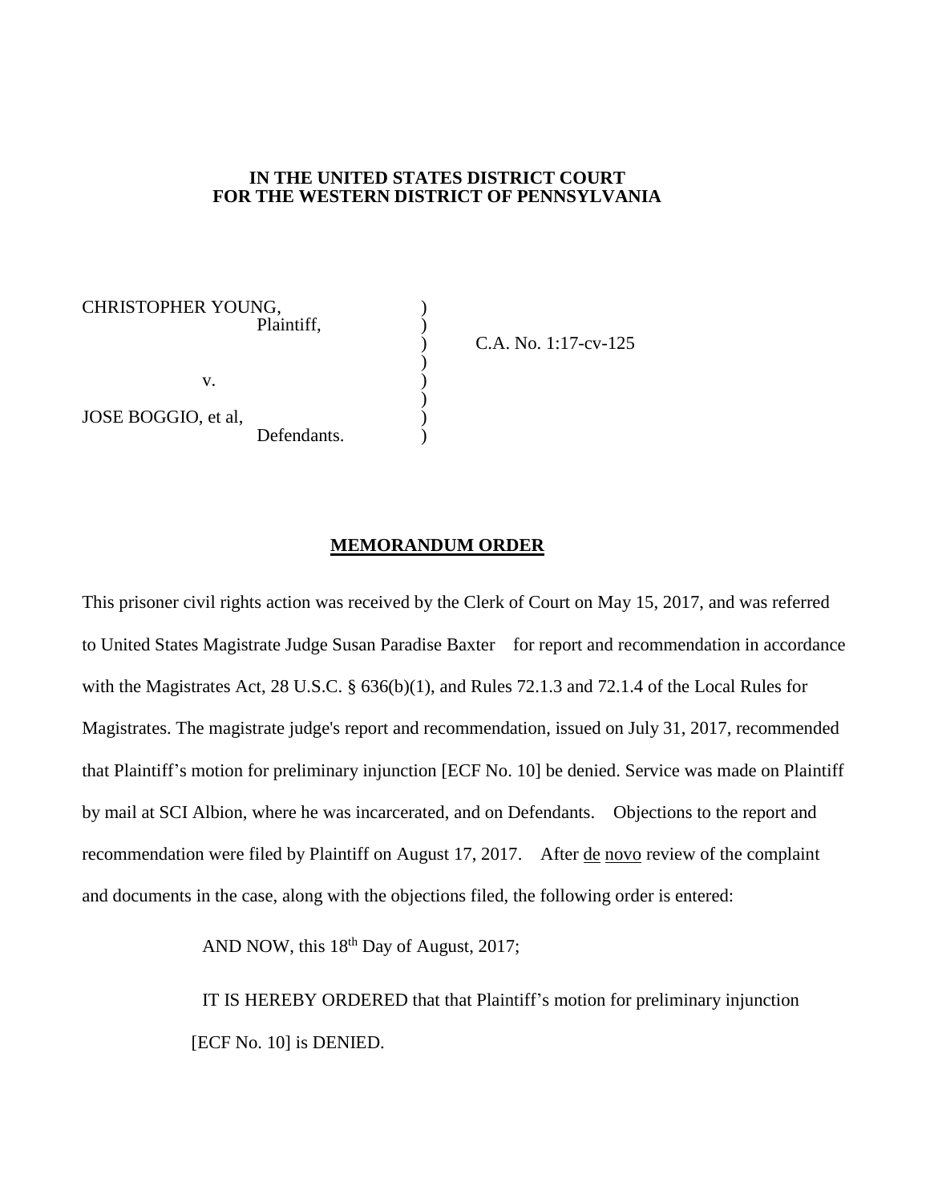**IN THE UNITED STATES DISTRICT COURT**
**FOR THE WESTERN DISTRICT OF PENNSYLVANIA**

| | | |
|---|---|---|
| CHRISTOPHER YOUNG, Plaintiff, | ) | |
| | ) | C.A. No. 1:17-cv-125 |
| v. | ) | |
| | ) | |
| JOSE BOGGIO, et al, Defendants. | ) | |

**MEMORANDUM ORDER**

This prisoner civil rights action was received by the Clerk of Court on May 15, 2017, and was referred to United States Magistrate Judge Susan Paradise Baxter for report and recommendation in accordance with the Magistrates Act, 28 U.S.C. § 636(b)(1), and Rules 72.1.3 and 72.1.4 of the Local Rules for Magistrates. The magistrate judge's report and recommendation, issued on July 31, 2017, recommended that Plaintiff's motion for preliminary injunction [ECF No. 10] be denied. Service was made on Plaintiff by mail at SCI Albion, where he was incarcerated, and on Defendants. Objections to the report and recommendation were filed by Plaintiff on August 17, 2017. After de novo review of the complaint and documents in the case, along with the objections filed, the following order is entered:

AND NOW, this 18th Day of August, 2017;

IT IS HEREBY ORDERED that that Plaintiff's motion for preliminary injunction [ECF No. 10] is DENIED.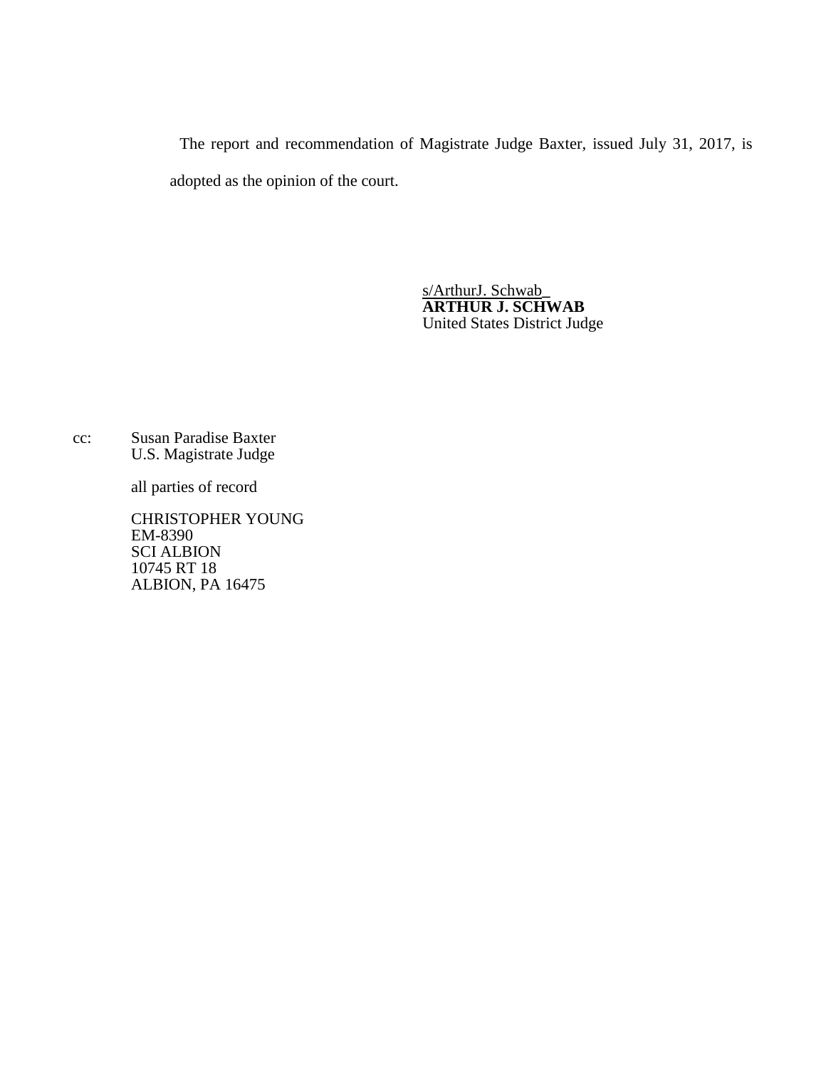The report and recommendation of Magistrate Judge Baxter, issued July 31, 2017, is adopted as the opinion of the court.

s/ArthurJ. Schwab_
**ARTHUR J. SCHWAB**
United States District Judge

cc: Susan Paradise Baxter
U.S. Magistrate Judge

all parties of record

CHRISTOPHER YOUNG
EM-8390
SCI ALBION
10745 RT 18
ALBION, PA 16475